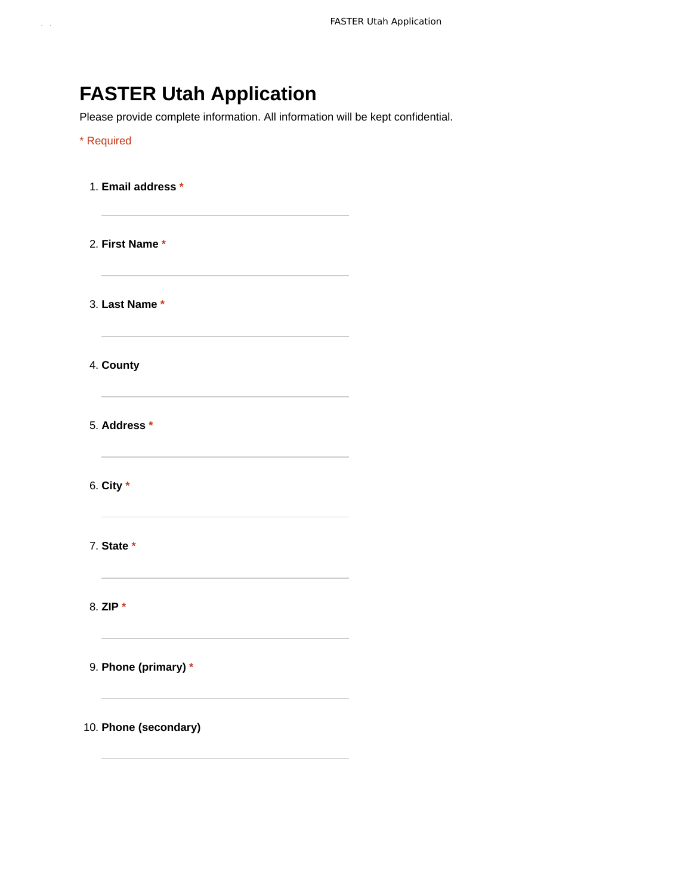# FASTER Utah Application

Please provide complete information. All information will be kept confidential.

* Required

1. **Email address** *

2. **First Name** *

3. **Last Name** *

4. **County**

5. **Address** *

6. **City** *

7. **State** *

8. **ZIP** *

9. **Phone (primary)** *

10. **Phone (secondary)**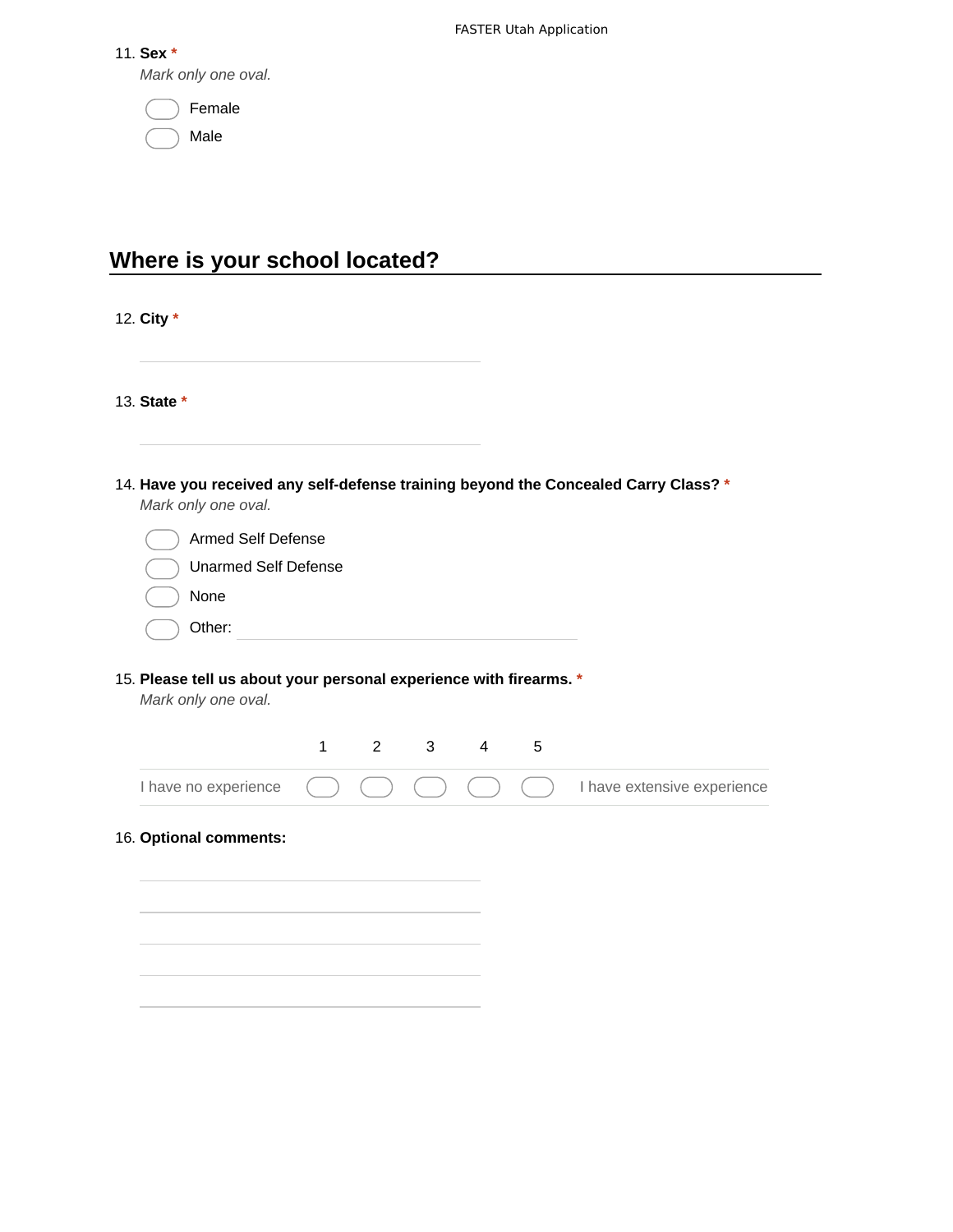11. **Sex** *

*Mark only one oval.*

- ⬭ Female
- ⬭ Male

## Where is your school located?

12. **City** *

_______________________________

13. **State** *

_______________________________

14. **Have you received any self-defense training beyond the Concealed Carry Class?** *

*Mark only one oval.*

- ⬭ Armed Self Defense
- ⬭ Unarmed Self Defense
- ⬭ None
- ⬭ Other: _______________________________

15. **Please tell us about your personal experience with firearms.** *

*Mark only one oval.*

| | 1 | 2 | 3 | 4 | 5 | |
|---|---|---|---|---|---|---|
| I have no experience | ⬭ | ⬭ | ⬭ | ⬭ | ⬭ | I have extensive experience |

16. **Optional comments:**

_______________________________

_______________________________

_______________________________

_______________________________

_______________________________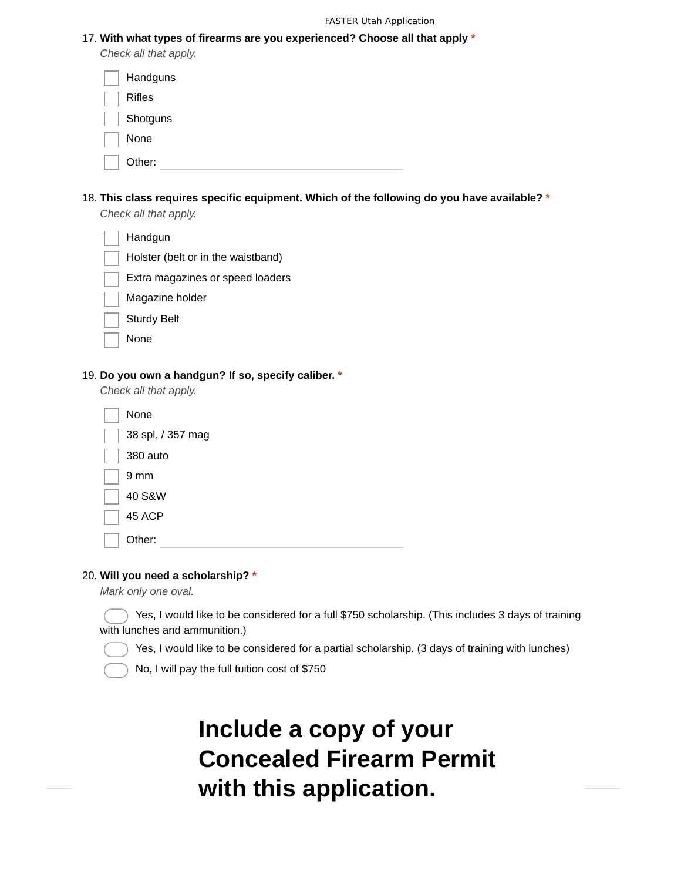17. **With what types of firearms are you experienced? Choose all that apply** *

*Check all that apply.*

- [ ] Handguns
- [ ] Rifles
- [ ] Shotguns
- [ ] None
- [ ] Other: ____________________

18. **This class requires specific equipment. Which of the following do you have available?** *

*Check all that apply.*

- [ ] Handgun
- [ ] Holster (belt or in the waistband)
- [ ] Extra magazines or speed loaders
- [ ] Magazine holder
- [ ] Sturdy Belt
- [ ] None

19. **Do you own a handgun? If so, specify caliber.** *

*Check all that apply.*

- [ ] None
- [ ] 38 spl. / 357 mag
- [ ] 380 auto
- [ ] 9 mm
- [ ] 40 S&W
- [ ] 45 ACP
- [ ] Other: ____________________

20. **Will you need a scholarship?** *

*Mark only one oval.*

- ( ) Yes, I would like to be considered for a full $750 scholarship. (This includes 3 days of training with lunches and ammunition.)
- ( ) Yes, I would like to be considered for a partial scholarship. (3 days of training with lunches)
- ( ) No, I will pay the full tuition cost of $750

# Include a copy of your Concealed Firearm Permit with this application.